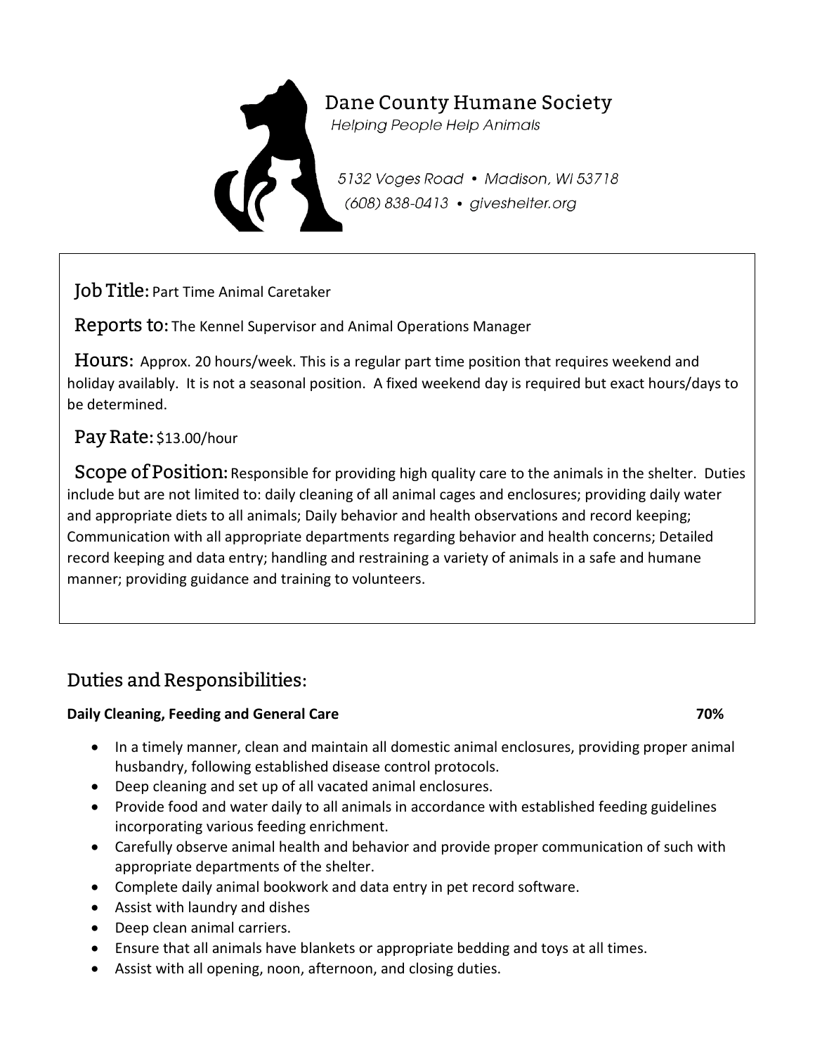# Dane County Humane Society

*Helping People Help Animals*

*5132 Voges Road • Madison, WI 53718*
*(608) 838-0413 • giveshelter.org*

**Job Title:** Part Time Animal Caretaker

**Reports to:** The Kennel Supervisor and Animal Operations Manager

**Hours:** Approx. 20 hours/week. This is a regular part time position that requires weekend and holiday availably. It is not a seasonal position. A fixed weekend day is required but exact hours/days to be determined.

**Pay Rate:** $13.00/hour

**Scope of Position:** Responsible for providing high quality care to the animals in the shelter. Duties include but are not limited to: daily cleaning of all animal cages and enclosures; providing daily water and appropriate diets to all animals; Daily behavior and health observations and record keeping; Communication with all appropriate departments regarding behavior and health concerns; Detailed record keeping and data entry; handling and restraining a variety of animals in a safe and humane manner; providing guidance and training to volunteers.

## Duties and Responsibilities:

**Daily Cleaning, Feeding and General Care 70%**

- In a timely manner, clean and maintain all domestic animal enclosures, providing proper animal husbandry, following established disease control protocols.
- Deep cleaning and set up of all vacated animal enclosures.
- Provide food and water daily to all animals in accordance with established feeding guidelines incorporating various feeding enrichment.
- Carefully observe animal health and behavior and provide proper communication of such with appropriate departments of the shelter.
- Complete daily animal bookwork and data entry in pet record software.
- Assist with laundry and dishes
- Deep clean animal carriers.
- Ensure that all animals have blankets or appropriate bedding and toys at all times.
- Assist with all opening, noon, afternoon, and closing duties.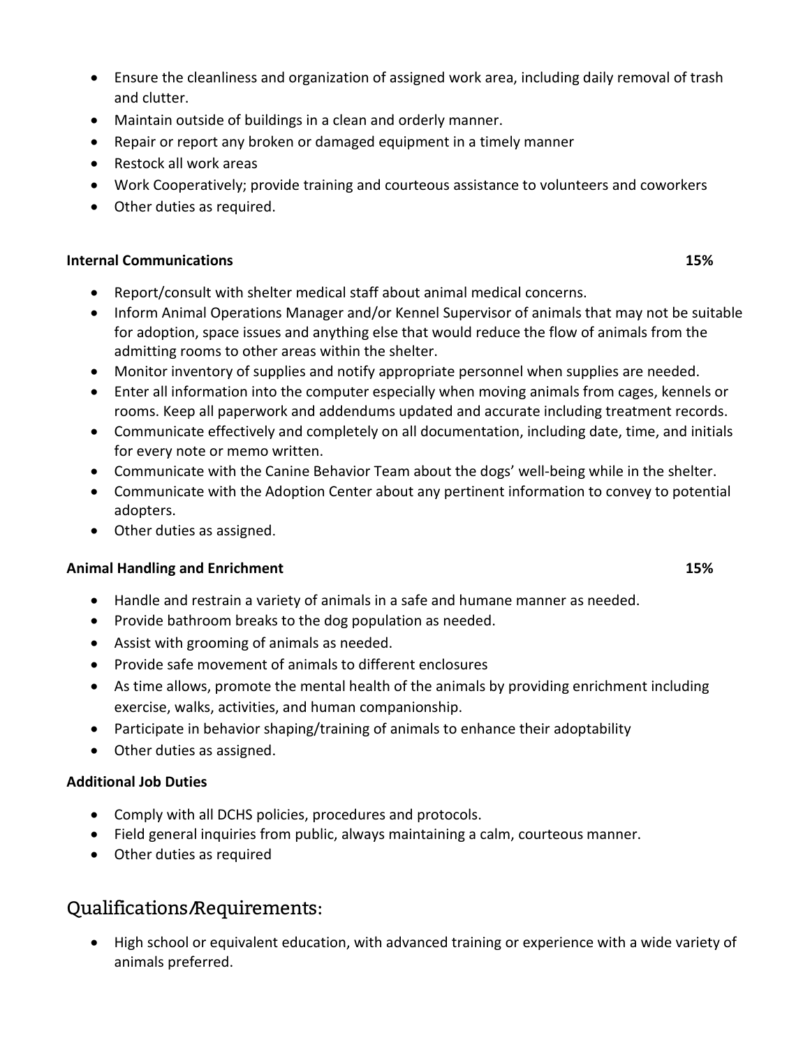- Ensure the cleanliness and organization of assigned work area, including daily removal of trash and clutter.
- Maintain outside of buildings in a clean and orderly manner.
- Repair or report any broken or damaged equipment in a timely manner
- Restock all work areas
- Work Cooperatively; provide training and courteous assistance to volunteers and coworkers
- Other duties as required.

**Internal Communications** **15%**

- Report/consult with shelter medical staff about animal medical concerns.
- Inform Animal Operations Manager and/or Kennel Supervisor of animals that may not be suitable for adoption, space issues and anything else that would reduce the flow of animals from the admitting rooms to other areas within the shelter.
- Monitor inventory of supplies and notify appropriate personnel when supplies are needed.
- Enter all information into the computer especially when moving animals from cages, kennels or rooms. Keep all paperwork and addendums updated and accurate including treatment records.
- Communicate effectively and completely on all documentation, including date, time, and initials for every note or memo written.
- Communicate with the Canine Behavior Team about the dogs' well-being while in the shelter.
- Communicate with the Adoption Center about any pertinent information to convey to potential adopters.
- Other duties as assigned.

**Animal Handling and Enrichment** **15%**

- Handle and restrain a variety of animals in a safe and humane manner as needed.
- Provide bathroom breaks to the dog population as needed.
- Assist with grooming of animals as needed.
- Provide safe movement of animals to different enclosures
- As time allows, promote the mental health of the animals by providing enrichment including exercise, walks, activities, and human companionship.
- Participate in behavior shaping/training of animals to enhance their adoptability
- Other duties as assigned.

**Additional Job Duties**

- Comply with all DCHS policies, procedures and protocols.
- Field general inquiries from public, always maintaining a calm, courteous manner.
- Other duties as required

## Qualifications/Requirements:

- High school or equivalent education, with advanced training or experience with a wide variety of animals preferred.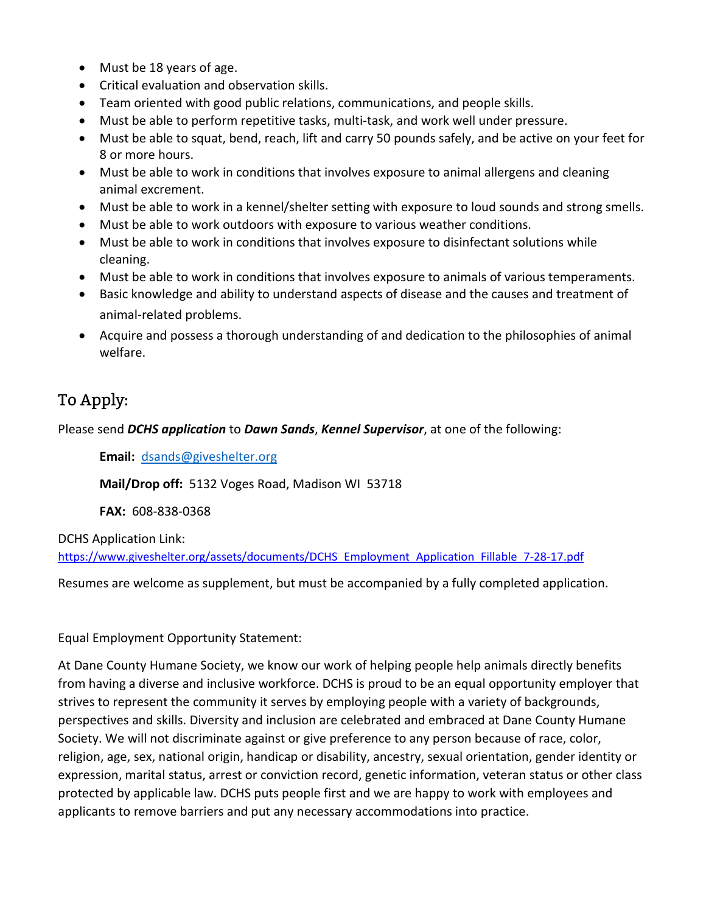- Must be 18 years of age.
- Critical evaluation and observation skills.
- Team oriented with good public relations, communications, and people skills.
- Must be able to perform repetitive tasks, multi-task, and work well under pressure.
- Must be able to squat, bend, reach, lift and carry 50 pounds safely, and be active on your feet for 8 or more hours.
- Must be able to work in conditions that involves exposure to animal allergens and cleaning animal excrement.
- Must be able to work in a kennel/shelter setting with exposure to loud sounds and strong smells.
- Must be able to work outdoors with exposure to various weather conditions.
- Must be able to work in conditions that involves exposure to disinfectant solutions while cleaning.
- Must be able to work in conditions that involves exposure to animals of various temperaments.
- Basic knowledge and ability to understand aspects of disease and the causes and treatment of animal-related problems.
- Acquire and possess a thorough understanding of and dedication to the philosophies of animal welfare.

## To Apply:

Please send ***DCHS application*** to ***Dawn Sands***, ***Kennel Supervisor***, at one of the following:

**Email:** [dsands@giveshelter.org](mailto:dsands@giveshelter.org)

**Mail/Drop off:** 5132 Voges Road, Madison WI 53718

**FAX:** 608-838-0368

DCHS Application Link:
[https://www.giveshelter.org/assets/documents/DCHS_Employment_Application_Fillable_7-28-17.pdf](https://www.giveshelter.org/assets/documents/DCHS_Employment_Application_Fillable_7-28-17.pdf)

Resumes are welcome as supplement, but must be accompanied by a fully completed application.

Equal Employment Opportunity Statement:

At Dane County Humane Society, we know our work of helping people help animals directly benefits from having a diverse and inclusive workforce. DCHS is proud to be an equal opportunity employer that strives to represent the community it serves by employing people with a variety of backgrounds, perspectives and skills. Diversity and inclusion are celebrated and embraced at Dane County Humane Society. We will not discriminate against or give preference to any person because of race, color, religion, age, sex, national origin, handicap or disability, ancestry, sexual orientation, gender identity or expression, marital status, arrest or conviction record, genetic information, veteran status or other class protected by applicable law. DCHS puts people first and we are happy to work with employees and applicants to remove barriers and put any necessary accommodations into practice.